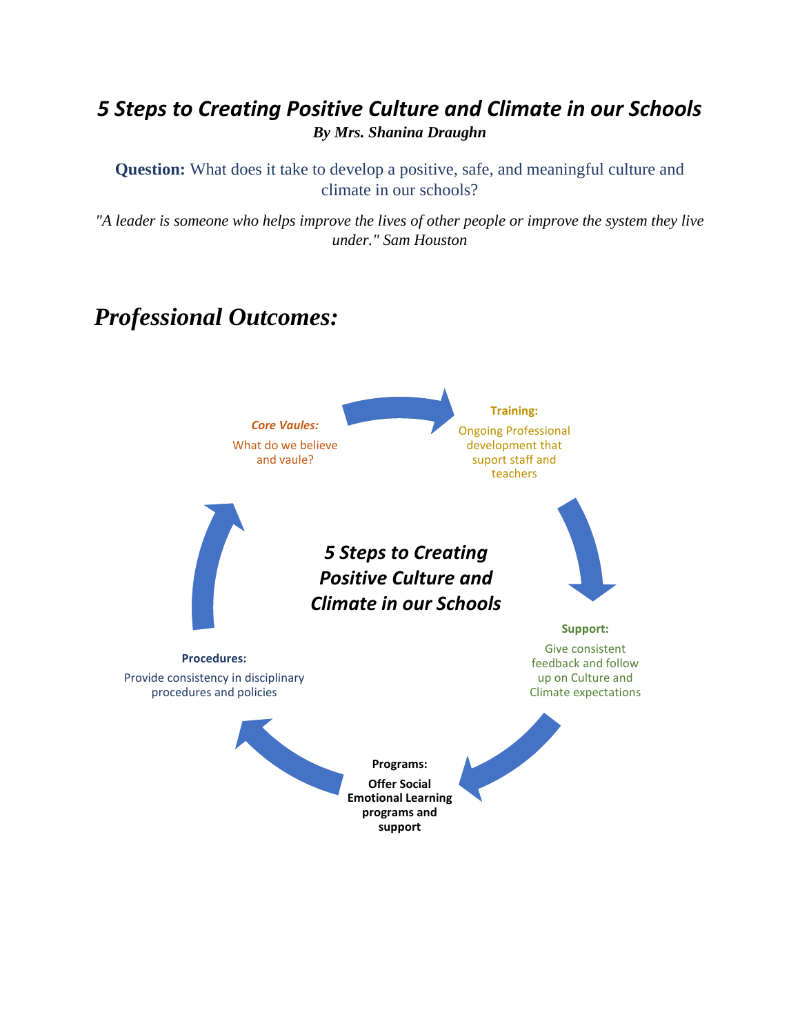# *5 Steps to Creating Positive Culture and Climate in our Schools*

***By Mrs. Shanina Draughn***

**Question:** What does it take to develop a positive, safe, and meaningful culture and climate in our schools?

*"A leader is someone who helps improve the lives of other people or improve the system they live under." Sam Houston*

## *Professional Outcomes:*

***5 Steps to Creating Positive Culture and Climate in our Schools***

***Core Vaules:***

What do we believe and vaule?

**Training:**

Ongoing Professional development that suport staff and teachers

**Support:**

Give consistent feedback and follow up on Culture and Climate expectations

**Programs:**

**Offer Social Emotional Learning programs and support**

**Procedures:**

Provide consistency in disciplinary procedures and policies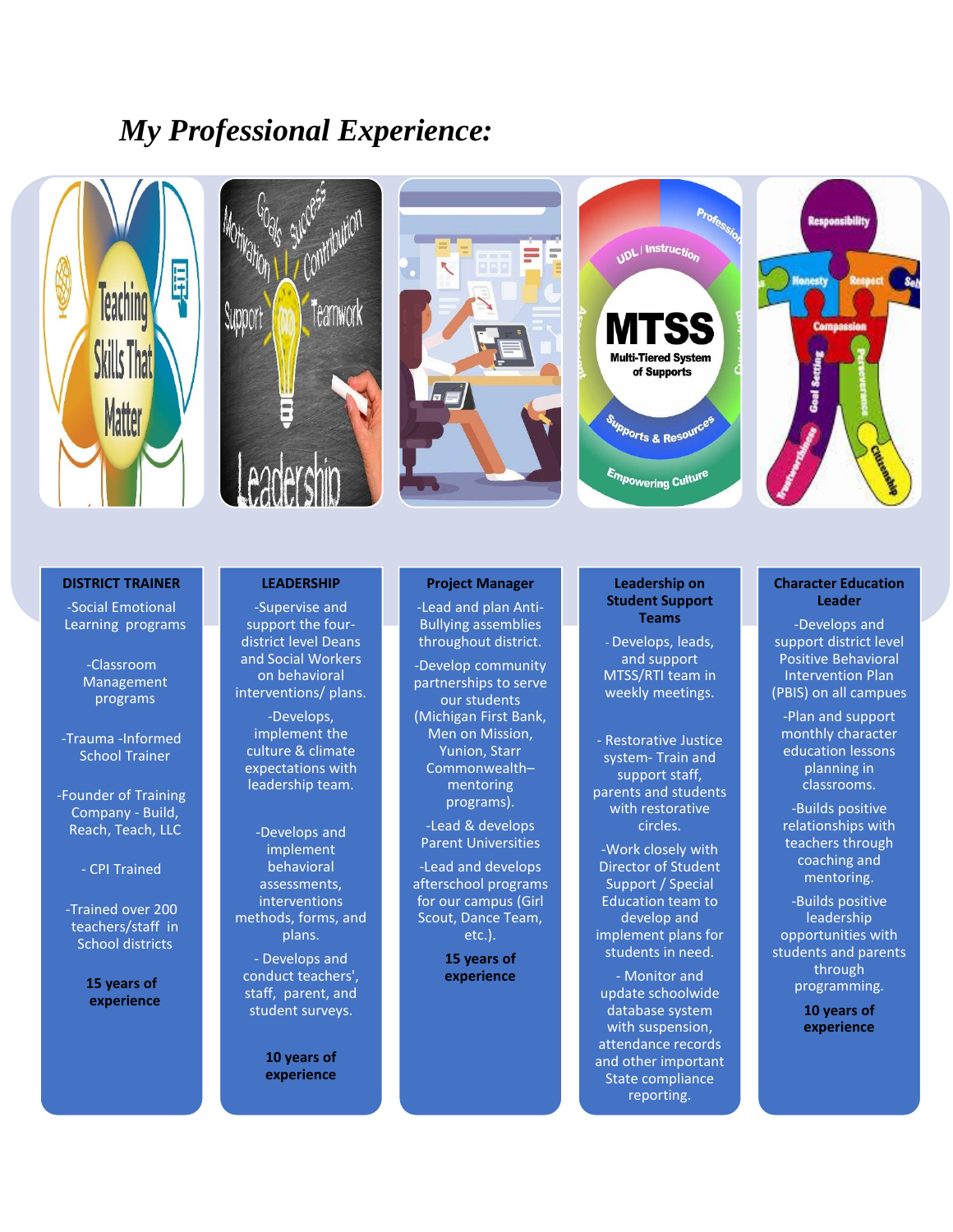# *My Professional Experience:*

### DISTRICT TRAINER

-Social Emotional Learning programs

-Classroom Management programs

-Trauma -Informed School Trainer

-Founder of Training Company - Build, Reach, Teach, LLC

- CPI Trained

-Trained over 200 teachers/staff in School districts

**15 years of experience**

### LEADERSHIP

-Supervise and support the four-district level Deans and Social Workers on behavioral interventions/ plans.

-Develops, implement the culture & climate expectations with leadership team.

-Develops and implement behavioral assessments, interventions methods, forms, and plans.

- Develops and conduct teachers', staff, parent, and student surveys.

**10 years of experience**

### Project Manager

-Lead and plan Anti-Bullying assemblies throughout district.

-Develop community partnerships to serve our students (Michigan First Bank, Men on Mission, Yunion, Starr Commonwealth–mentoring programs).

-Lead & develops Parent Universities

-Lead and develops afterschool programs for our campus (Girl Scout, Dance Team, etc.).

**15 years of experience**

### Leadership on Student Support Teams

- Develops, leads, and support MTSS/RTI team in weekly meetings.

- Restorative Justice system- Train and support staff, parents and students with restorative circles.

-Work closely with Director of Student Support / Special Education team to develop and implement plans for students in need.

- Monitor and update schoolwide database system with suspension, attendance records and other important State compliance reporting.

### Character Education Leader

-Develops and support district level Positive Behavioral Intervention Plan (PBIS) on all campuses

-Plan and support monthly character education lessons planning in classrooms.

-Builds positive relationships with teachers through coaching and mentoring.

-Builds positive leadership opportunities with students and parents through programming.

**10 years of experience**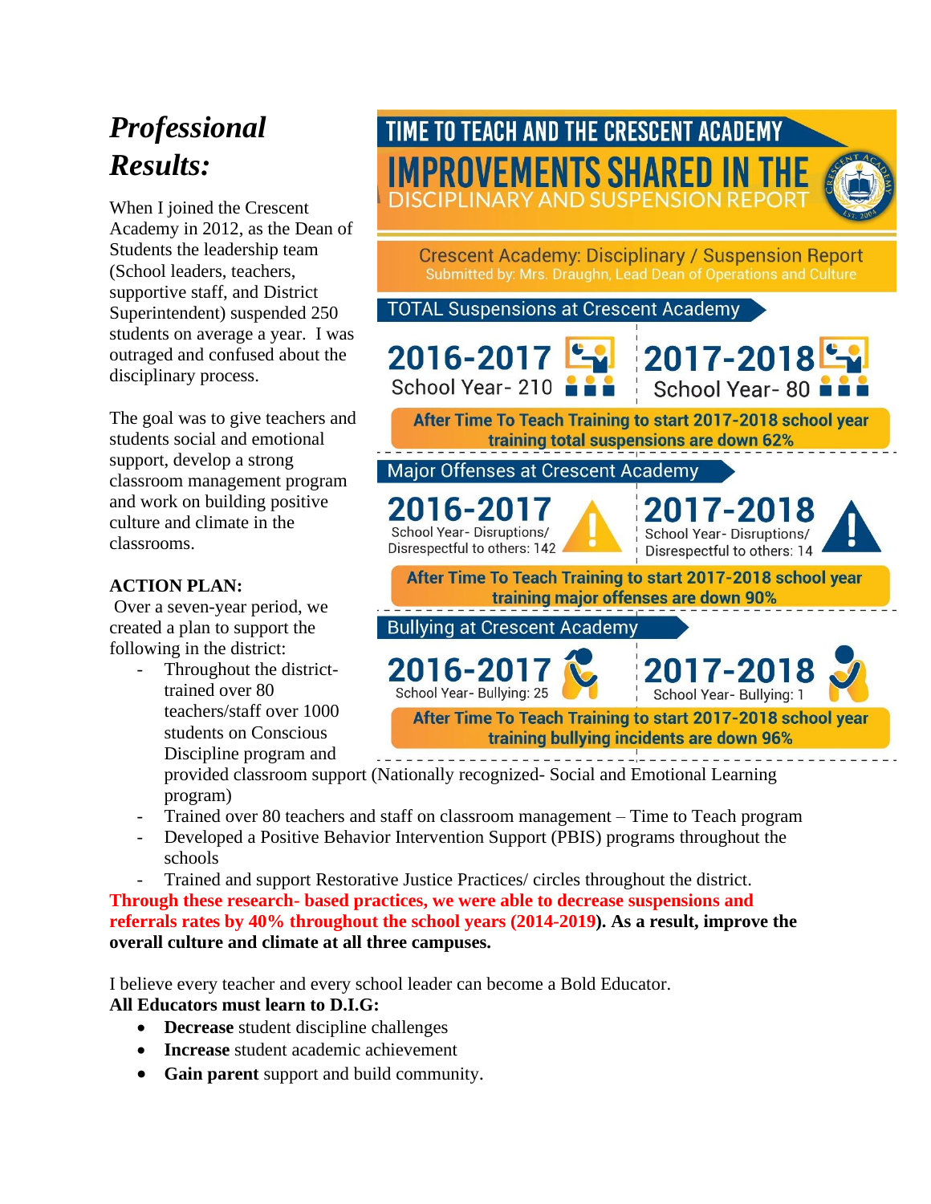# *Professional Results:*

When I joined the Crescent Academy in 2012, as the Dean of Students the leadership team (School leaders, teachers, supportive staff, and District Superintendent) suspended 250 students on average a year. I was outraged and confused about the disciplinary process.

The goal was to give teachers and students social and emotional support, develop a strong classroom management program and work on building positive culture and climate in the classrooms.

TIME TO TEACH AND THE CRESCENT ACADEMY

IMPROVEMENTS SHARED IN THE DISCIPLINARY AND SUSPENSION REPORT

Crescent Academy: Disciplinary / Suspension Report

Submitted by: Mrs. Draughn, Lead Dean of Operations and Culture

TOTAL Suspensions at Crescent Academy

2016-2017 School Year- 210

2017-2018 School Year- 80

After Time To Teach Training to start 2017-2018 school year training total suspensions are down 62%

Major Offenses at Crescent Academy

2016-2017 School Year- Disruptions/ Disrespectful to others: 142

2017-2018 School Year- Disruptions/ Disrespectful to others: 14

After Time To Teach Training to start 2017-2018 school year training major offenses are down 90%

Bullying at Crescent Academy

2016-2017 School Year- Bullying: 25

2017-2018 School Year- Bullying: 1

After Time To Teach Training to start 2017-2018 school year training bullying incidents are down 96%

**ACTION PLAN:**

Over a seven-year period, we created a plan to support the following in the district:

- Throughout the district-trained over 80 teachers/staff over 1000 students on Conscious Discipline program and provided classroom support (Nationally recognized- Social and Emotional Learning program)
- Trained over 80 teachers and staff on classroom management – Time to Teach program
- Developed a Positive Behavior Intervention Support (PBIS) programs throughout the schools
- Trained and support Restorative Justice Practices/ circles throughout the district.

**Through these research- based practices, we were able to decrease suspensions and referrals rates by 40% throughout the school years (2014-2019). As a result, improve the overall culture and climate at all three campuses.**

I believe every teacher and every school leader can become a Bold Educator.

**All Educators must learn to D.I.G:**

- **Decrease** student discipline challenges
- **Increase** student academic achievement
- **Gain parent** support and build community.